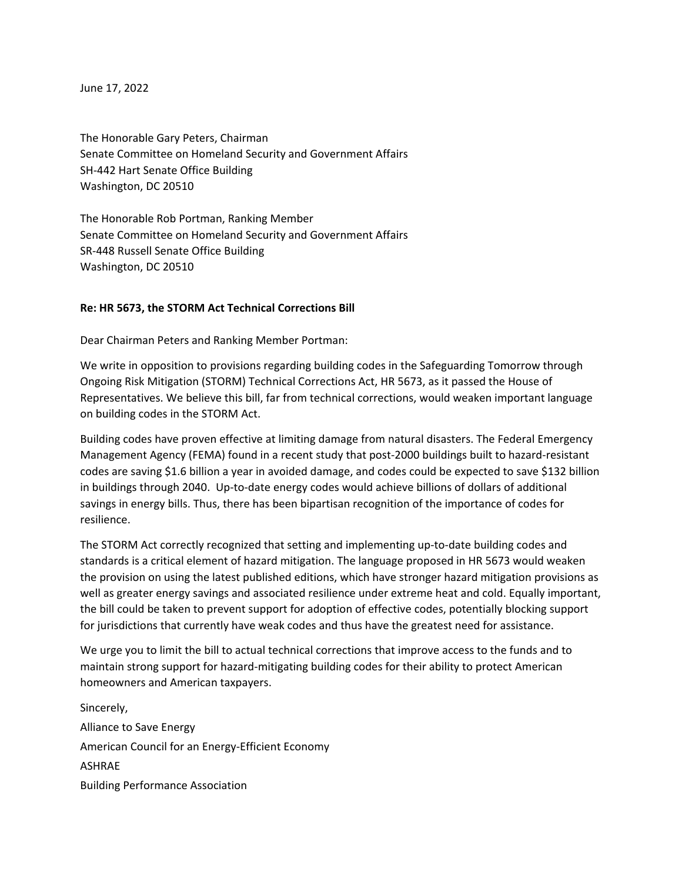June 17, 2022

The Honorable Gary Peters, Chairman
Senate Committee on Homeland Security and Government Affairs
SH-442 Hart Senate Office Building
Washington, DC 20510

The Honorable Rob Portman, Ranking Member
Senate Committee on Homeland Security and Government Affairs
SR-448 Russell Senate Office Building
Washington, DC 20510

**Re: HR 5673, the STORM Act Technical Corrections Bill**

Dear Chairman Peters and Ranking Member Portman:

We write in opposition to provisions regarding building codes in the Safeguarding Tomorrow through Ongoing Risk Mitigation (STORM) Technical Corrections Act, HR 5673, as it passed the House of Representatives. We believe this bill, far from technical corrections, would weaken important language on building codes in the STORM Act.

Building codes have proven effective at limiting damage from natural disasters. The Federal Emergency Management Agency (FEMA) found in a recent study that post-2000 buildings built to hazard-resistant codes are saving $1.6 billion a year in avoided damage, and codes could be expected to save $132 billion in buildings through 2040. Up-to-date energy codes would achieve billions of dollars of additional savings in energy bills. Thus, there has been bipartisan recognition of the importance of codes for resilience.

The STORM Act correctly recognized that setting and implementing up-to-date building codes and standards is a critical element of hazard mitigation. The language proposed in HR 5673 would weaken the provision on using the latest published editions, which have stronger hazard mitigation provisions as well as greater energy savings and associated resilience under extreme heat and cold. Equally important, the bill could be taken to prevent support for adoption of effective codes, potentially blocking support for jurisdictions that currently have weak codes and thus have the greatest need for assistance.

We urge you to limit the bill to actual technical corrections that improve access to the funds and to maintain strong support for hazard-mitigating building codes for their ability to protect American homeowners and American taxpayers.

Sincerely,

Alliance to Save Energy

American Council for an Energy-Efficient Economy

ASHRAE

Building Performance Association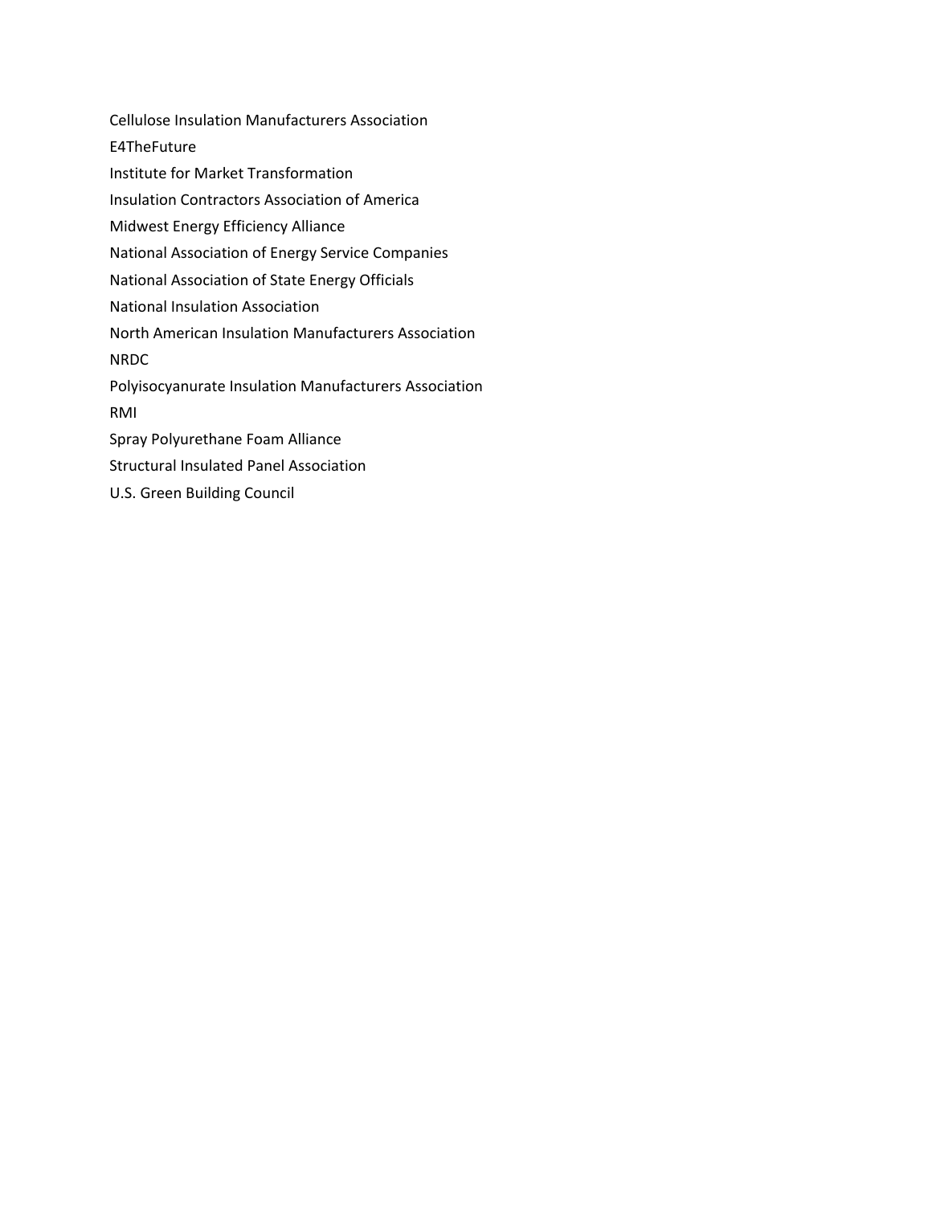Cellulose Insulation Manufacturers Association

E4TheFuture

Institute for Market Transformation

Insulation Contractors Association of America

Midwest Energy Efficiency Alliance

National Association of Energy Service Companies

National Association of State Energy Officials

National Insulation Association

North American Insulation Manufacturers Association

NRDC

Polyisocyanurate Insulation Manufacturers Association

RMI

Spray Polyurethane Foam Alliance

Structural Insulated Panel Association

U.S. Green Building Council